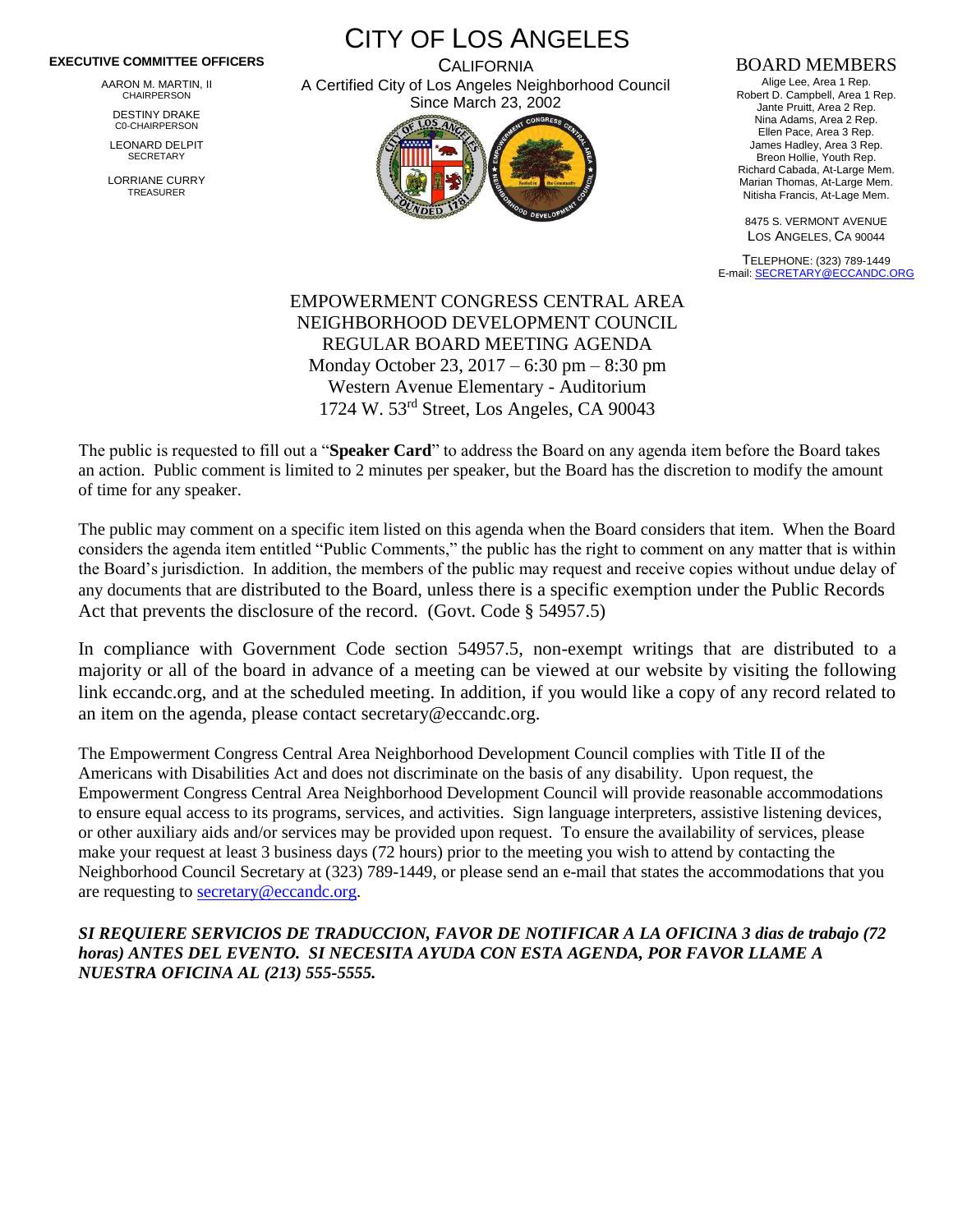**EXECUTIVE COMMITTEE OFFICERS**

AARON M. MARTIN, II
CHAIRPERSON

DESTINY DRAKE
C0-CHAIRPERSON

LEONARD DELPIT
SECRETARY

LORRIANE CURRY
TREASURER

# CITY OF LOS ANGELES

CALIFORNIA

A Certified City of Los Angeles Neighborhood Council

Since March 23, 2002

## BOARD MEMBERS

Alige Lee, Area 1 Rep.
Robert D. Campbell, Area 1 Rep.
Jante Pruitt, Area 2 Rep.
Nina Adams, Area 2 Rep.
Ellen Pace, Area 3 Rep.
James Hadley, Area 3 Rep.
Breon Hollie, Youth Rep.
Richard Cabada, At-Large Mem.
Marian Thomas, At-Large Mem.
Nitisha Francis, At-Lage Mem.

8475 S. VERMONT AVENUE
LOS ANGELES, CA 90044

TELEPHONE: (323) 789-1449
E-mail: SECRETARY@ECCANDC.ORG

EMPOWERMENT CONGRESS CENTRAL AREA
NEIGHBORHOOD DEVELOPMENT COUNCIL
REGULAR BOARD MEETING AGENDA
Monday October 23, 2017 – 6:30 pm – 8:30 pm
Western Avenue Elementary - Auditorium
1724 W. 53rd Street, Los Angeles, CA 90043

The public is requested to fill out a "**Speaker Card**" to address the Board on any agenda item before the Board takes an action. Public comment is limited to 2 minutes per speaker, but the Board has the discretion to modify the amount of time for any speaker.

The public may comment on a specific item listed on this agenda when the Board considers that item. When the Board considers the agenda item entitled "Public Comments," the public has the right to comment on any matter that is within the Board's jurisdiction. In addition, the members of the public may request and receive copies without undue delay of any documents that are distributed to the Board, unless there is a specific exemption under the Public Records Act that prevents the disclosure of the record. (Govt. Code § 54957.5)

In compliance with Government Code section 54957.5, non-exempt writings that are distributed to a majority or all of the board in advance of a meeting can be viewed at our website by visiting the following link eccandc.org, and at the scheduled meeting. In addition, if you would like a copy of any record related to an item on the agenda, please contact secretary@eccandc.org.

The Empowerment Congress Central Area Neighborhood Development Council complies with Title II of the Americans with Disabilities Act and does not discriminate on the basis of any disability. Upon request, the Empowerment Congress Central Area Neighborhood Development Council will provide reasonable accommodations to ensure equal access to its programs, services, and activities. Sign language interpreters, assistive listening devices, or other auxiliary aids and/or services may be provided upon request. To ensure the availability of services, please make your request at least 3 business days (72 hours) prior to the meeting you wish to attend by contacting the Neighborhood Council Secretary at (323) 789-1449, or please send an e-mail that states the accommodations that you are requesting to secretary@eccandc.org.

***SI REQUIERE SERVICIOS DE TRADUCCION, FAVOR DE NOTIFICAR A LA OFICINA 3 dias de trabajo (72 horas) ANTES DEL EVENTO. SI NECESITA AYUDA CON ESTA AGENDA, POR FAVOR LLAME A NUESTRA OFICINA AL (213) 555-5555.***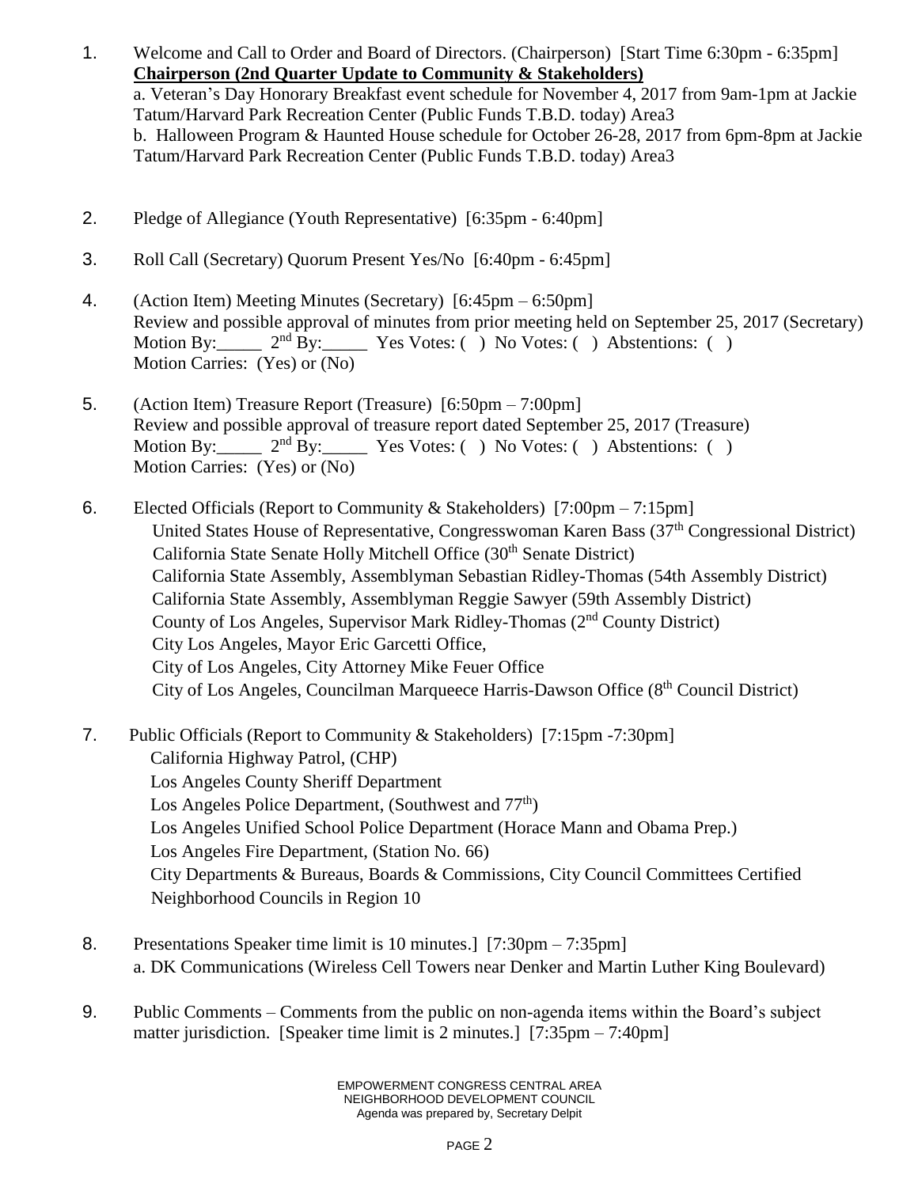1. Welcome and Call to Order and Board of Directors. (Chairperson) [Start Time 6:30pm - 6:35pm]
   **Chairperson (2nd Quarter Update to Community & Stakeholders)**
   a. Veteran's Day Honorary Breakfast event schedule for November 4, 2017 from 9am-1pm at Jackie Tatum/Harvard Park Recreation Center (Public Funds T.B.D. today) Area3
   b. Halloween Program & Haunted House schedule for October 26-28, 2017 from 6pm-8pm at Jackie Tatum/Harvard Park Recreation Center (Public Funds T.B.D. today) Area3

2. Pledge of Allegiance (Youth Representative) [6:35pm - 6:40pm]

3. Roll Call (Secretary) Quorum Present Yes/No [6:40pm - 6:45pm]

4. (Action Item) Meeting Minutes (Secretary) [6:45pm – 6:50pm]
   Review and possible approval of minutes from prior meeting held on September 25, 2017 (Secretary)
   Motion By:_____ 2nd By:_____ Yes Votes: ( ) No Votes: ( ) Abstentions: ( )
   Motion Carries: (Yes) or (No)

5. (Action Item) Treasure Report (Treasure) [6:50pm – 7:00pm]
   Review and possible approval of treasure report dated September 25, 2017 (Treasure)
   Motion By:_____ 2nd By:_____ Yes Votes: ( ) No Votes: ( ) Abstentions: ( )
   Motion Carries: (Yes) or (No)

6. Elected Officials (Report to Community & Stakeholders) [7:00pm – 7:15pm]
   United States House of Representative, Congresswoman Karen Bass (37th Congressional District)
   California State Senate Holly Mitchell Office (30th Senate District)
   California State Assembly, Assemblyman Sebastian Ridley-Thomas (54th Assembly District)
   California State Assembly, Assemblyman Reggie Sawyer (59th Assembly District)
   County of Los Angeles, Supervisor Mark Ridley-Thomas (2nd County District)
   City Los Angeles, Mayor Eric Garcetti Office,
   City of Los Angeles, City Attorney Mike Feuer Office
   City of Los Angeles, Councilman Marqueece Harris-Dawson Office (8th Council District)

7. Public Officials (Report to Community & Stakeholders) [7:15pm -7:30pm]
   California Highway Patrol, (CHP)
   Los Angeles County Sheriff Department
   Los Angeles Police Department, (Southwest and 77th)
   Los Angeles Unified School Police Department (Horace Mann and Obama Prep.)
   Los Angeles Fire Department, (Station No. 66)
   City Departments & Bureaus, Boards & Commissions, City Council Committees Certified Neighborhood Councils in Region 10

8. Presentations Speaker time limit is 10 minutes.] [7:30pm – 7:35pm]
   a. DK Communications (Wireless Cell Towers near Denker and Martin Luther King Boulevard)

9. Public Comments – Comments from the public on non-agenda items within the Board's subject matter jurisdiction. [Speaker time limit is 2 minutes.] [7:35pm – 7:40pm]

EMPOWERMENT CONGRESS CENTRAL AREA NEIGHBORHOOD DEVELOPMENT COUNCIL
Agenda was prepared by, Secretary Delpit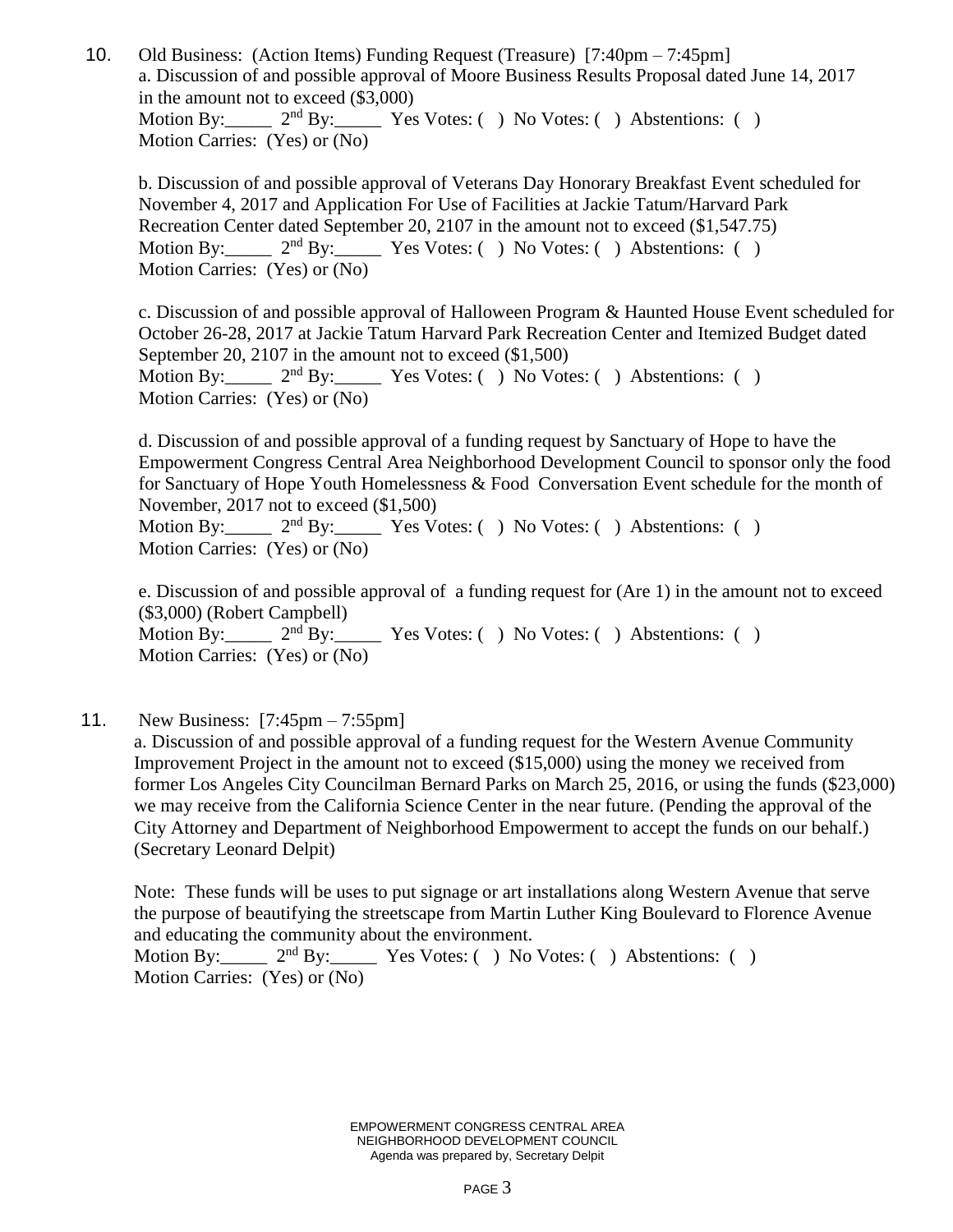10. Old Business: (Action Items) Funding Request (Treasure) [7:40pm – 7:45pm]

a. Discussion of and possible approval of Moore Business Results Proposal dated June 14, 2017 in the amount not to exceed ($3,000)
Motion By:_____ 2nd By:_____ Yes Votes: ( ) No Votes: ( ) Abstentions: ( )
Motion Carries: (Yes) or (No)

b. Discussion of and possible approval of Veterans Day Honorary Breakfast Event scheduled for November 4, 2017 and Application For Use of Facilities at Jackie Tatum/Harvard Park Recreation Center dated September 20, 2107 in the amount not to exceed ($1,547.75)
Motion By:_____ 2nd By:_____ Yes Votes: ( ) No Votes: ( ) Abstentions: ( )
Motion Carries: (Yes) or (No)

c. Discussion of and possible approval of Halloween Program & Haunted House Event scheduled for October 26-28, 2017 at Jackie Tatum Harvard Park Recreation Center and Itemized Budget dated September 20, 2107 in the amount not to exceed ($1,500)
Motion By:_____ 2nd By:_____ Yes Votes: ( ) No Votes: ( ) Abstentions: ( )
Motion Carries: (Yes) or (No)

d. Discussion of and possible approval of a funding request by Sanctuary of Hope to have the Empowerment Congress Central Area Neighborhood Development Council to sponsor only the food for Sanctuary of Hope Youth Homelessness & Food Conversation Event schedule for the month of November, 2017 not to exceed ($1,500)
Motion By:_____ 2nd By:_____ Yes Votes: ( ) No Votes: ( ) Abstentions: ( )
Motion Carries: (Yes) or (No)

e. Discussion of and possible approval of a funding request for (Are 1) in the amount not to exceed ($3,000) (Robert Campbell)
Motion By:_____ 2nd By:_____ Yes Votes: ( ) No Votes: ( ) Abstentions: ( )
Motion Carries: (Yes) or (No)

11. New Business: [7:45pm – 7:55pm]

a. Discussion of and possible approval of a funding request for the Western Avenue Community Improvement Project in the amount not to exceed ($15,000) using the money we received from former Los Angeles City Councilman Bernard Parks on March 25, 2016, or using the funds ($23,000) we may receive from the California Science Center in the near future. (Pending the approval of the City Attorney and Department of Neighborhood Empowerment to accept the funds on our behalf.) (Secretary Leonard Delpit)

Note: These funds will be uses to put signage or art installations along Western Avenue that serve the purpose of beautifying the streetscape from Martin Luther King Boulevard to Florence Avenue and educating the community about the environment.
Motion By:_____ 2nd By:_____ Yes Votes: ( ) No Votes: ( ) Abstentions: ( )
Motion Carries: (Yes) or (No)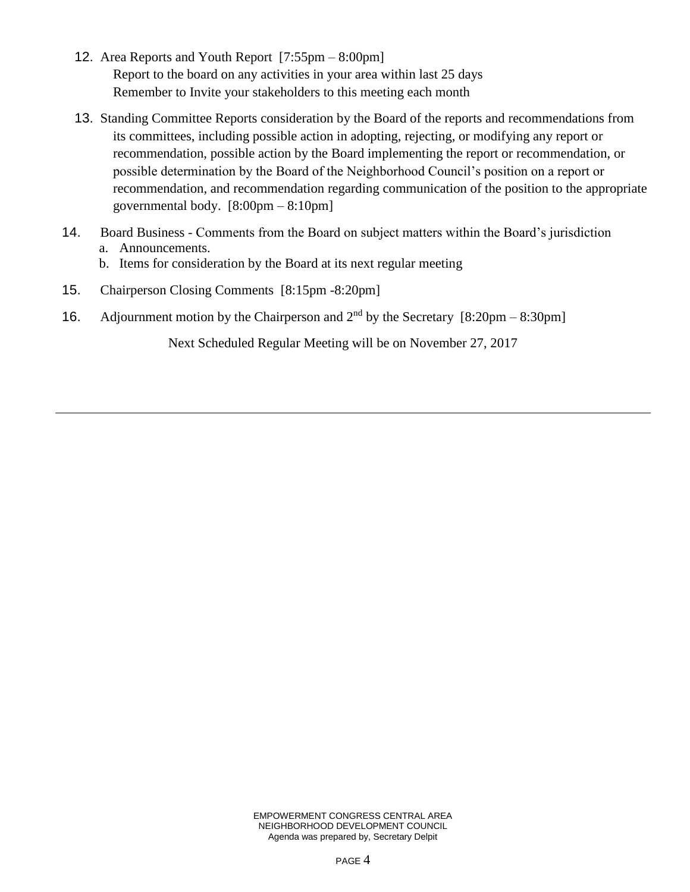12. Area Reports and Youth Report [7:55pm – 8:00pm]
    Report to the board on any activities in your area within last 25 days
    Remember to Invite your stakeholders to this meeting each month

13. Standing Committee Reports consideration by the Board of the reports and recommendations from its committees, including possible action in adopting, rejecting, or modifying any report or recommendation, possible action by the Board implementing the report or recommendation, or possible determination by the Board of the Neighborhood Council's position on a report or recommendation, and recommendation regarding communication of the position to the appropriate governmental body. [8:00pm – 8:10pm]

14. Board Business - Comments from the Board on subject matters within the Board's jurisdiction
    a. Announcements.
    b. Items for consideration by the Board at its next regular meeting

15. Chairperson Closing Comments [8:15pm -8:20pm]

16. Adjournment motion by the Chairperson and 2nd by the Secretary [8:20pm – 8:30pm]

Next Scheduled Regular Meeting will be on November 27, 2017

---

EMPOWERMENT CONGRESS CENTRAL AREA
NEIGHBORHOOD DEVELOPMENT COUNCIL
Agenda was prepared by, Secretary Delpit